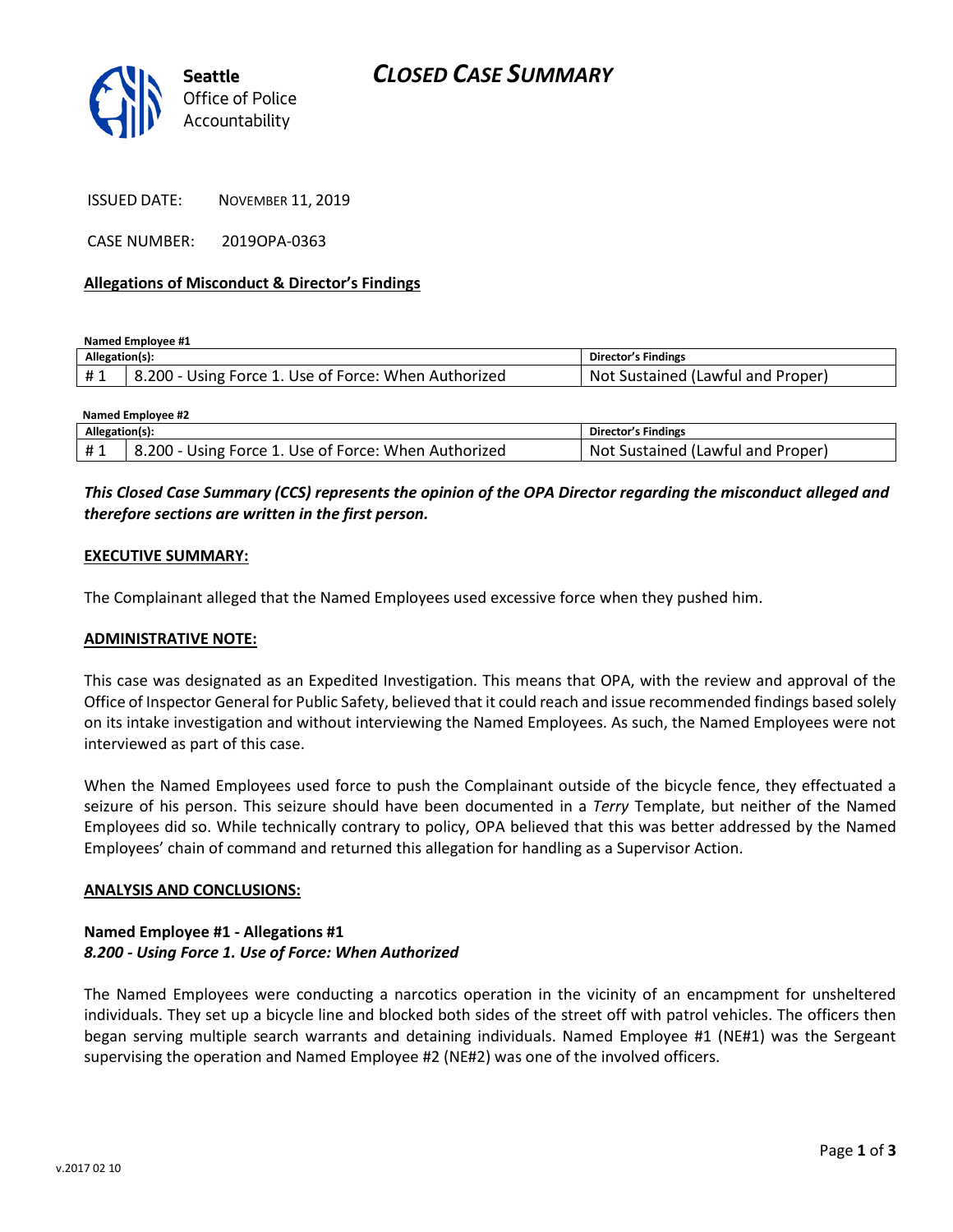# CLOSED CASE SUMMARY

Seattle Office of Police Accountability

ISSUED DATE: NOVEMBER 11, 2019

CASE NUMBER: 2019OPA-0363

**Allegations of Misconduct & Director's Findings**

**Named Employee #1**

| Allegation(s): | | Director's Findings |
|---|---|---|
| # 1 | 8.200 - Using Force 1. Use of Force: When Authorized | Not Sustained (Lawful and Proper) |

**Named Employee #2**

| Allegation(s): | | Director's Findings |
|---|---|---|
| # 1 | 8.200 - Using Force 1. Use of Force: When Authorized | Not Sustained (Lawful and Proper) |

***This Closed Case Summary (CCS) represents the opinion of the OPA Director regarding the misconduct alleged and therefore sections are written in the first person.***

**EXECUTIVE SUMMARY:**

The Complainant alleged that the Named Employees used excessive force when they pushed him.

**ADMINISTRATIVE NOTE:**

This case was designated as an Expedited Investigation. This means that OPA, with the review and approval of the Office of Inspector General for Public Safety, believed that it could reach and issue recommended findings based solely on its intake investigation and without interviewing the Named Employees. As such, the Named Employees were not interviewed as part of this case.

When the Named Employees used force to push the Complainant outside of the bicycle fence, they effectuated a seizure of his person. This seizure should have been documented in a *Terry* Template, but neither of the Named Employees did so. While technically contrary to policy, OPA believed that this was better addressed by the Named Employees' chain of command and returned this allegation for handling as a Supervisor Action.

**ANALYSIS AND CONCLUSIONS:**

**Named Employee #1 - Allegations #1**
***8.200 - Using Force 1. Use of Force: When Authorized***

The Named Employees were conducting a narcotics operation in the vicinity of an encampment for unsheltered individuals. They set up a bicycle line and blocked both sides of the street off with patrol vehicles. The officers then began serving multiple search warrants and detaining individuals. Named Employee #1 (NE#1) was the Sergeant supervising the operation and Named Employee #2 (NE#2) was one of the involved officers.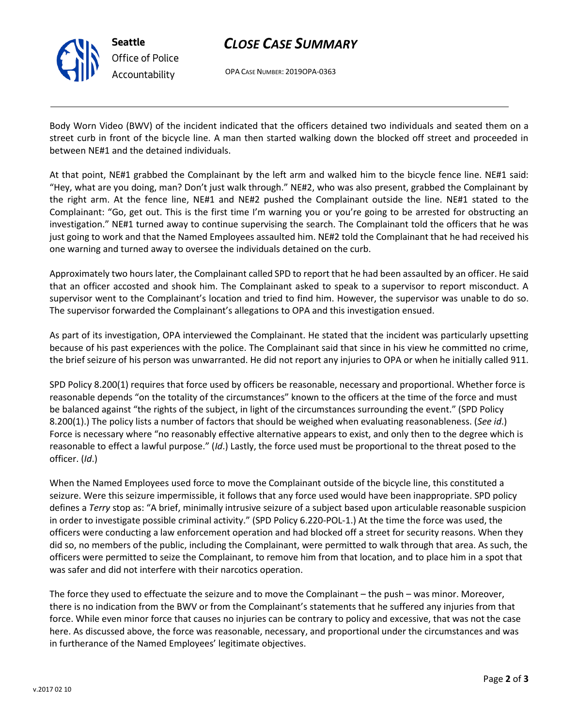Body Worn Video (BWV) of the incident indicated that the officers detained two individuals and seated them on a street curb in front of the bicycle line. A man then started walking down the blocked off street and proceeded in between NE#1 and the detained individuals.

At that point, NE#1 grabbed the Complainant by the left arm and walked him to the bicycle fence line. NE#1 said: "Hey, what are you doing, man? Don't just walk through." NE#2, who was also present, grabbed the Complainant by the right arm. At the fence line, NE#1 and NE#2 pushed the Complainant outside the line. NE#1 stated to the Complainant: "Go, get out. This is the first time I'm warning you or you're going to be arrested for obstructing an investigation." NE#1 turned away to continue supervising the search. The Complainant told the officers that he was just going to work and that the Named Employees assaulted him. NE#2 told the Complainant that he had received his one warning and turned away to oversee the individuals detained on the curb.

Approximately two hours later, the Complainant called SPD to report that he had been assaulted by an officer. He said that an officer accosted and shook him. The Complainant asked to speak to a supervisor to report misconduct. A supervisor went to the Complainant's location and tried to find him. However, the supervisor was unable to do so. The supervisor forwarded the Complainant's allegations to OPA and this investigation ensued.

As part of its investigation, OPA interviewed the Complainant. He stated that the incident was particularly upsetting because of his past experiences with the police. The Complainant said that since in his view he committed no crime, the brief seizure of his person was unwarranted. He did not report any injuries to OPA or when he initially called 911.

SPD Policy 8.200(1) requires that force used by officers be reasonable, necessary and proportional. Whether force is reasonable depends "on the totality of the circumstances" known to the officers at the time of the force and must be balanced against "the rights of the subject, in light of the circumstances surrounding the event." (SPD Policy 8.200(1).) The policy lists a number of factors that should be weighed when evaluating reasonableness. (*See id*.) Force is necessary where "no reasonably effective alternative appears to exist, and only then to the degree which is reasonable to effect a lawful purpose." (*Id*.) Lastly, the force used must be proportional to the threat posed to the officer. (*Id*.)

When the Named Employees used force to move the Complainant outside of the bicycle line, this constituted a seizure. Were this seizure impermissible, it follows that any force used would have been inappropriate. SPD policy defines a *Terry* stop as: "A brief, minimally intrusive seizure of a subject based upon articulable reasonable suspicion in order to investigate possible criminal activity." (SPD Policy 6.220-POL-1.) At the time the force was used, the officers were conducting a law enforcement operation and had blocked off a street for security reasons. When they did so, no members of the public, including the Complainant, were permitted to walk through that area. As such, the officers were permitted to seize the Complainant, to remove him from that location, and to place him in a spot that was safer and did not interfere with their narcotics operation.

The force they used to effectuate the seizure and to move the Complainant – the push – was minor. Moreover, there is no indication from the BWV or from the Complainant's statements that he suffered any injuries from that force. While even minor force that causes no injuries can be contrary to policy and excessive, that was not the case here. As discussed above, the force was reasonable, necessary, and proportional under the circumstances and was in furtherance of the Named Employees' legitimate objectives.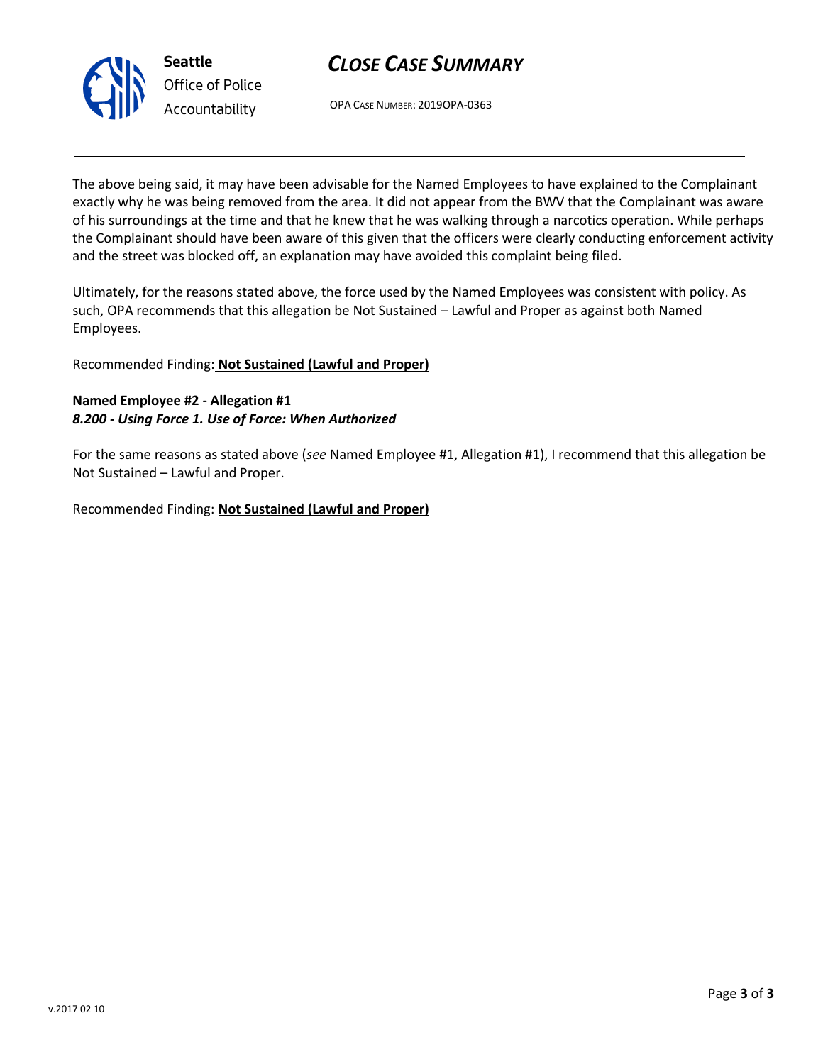The above being said, it may have been advisable for the Named Employees to have explained to the Complainant exactly why he was being removed from the area. It did not appear from the BWV that the Complainant was aware of his surroundings at the time and that he knew that he was walking through a narcotics operation. While perhaps the Complainant should have been aware of this given that the officers were clearly conducting enforcement activity and the street was blocked off, an explanation may have avoided this complaint being filed.

Ultimately, for the reasons stated above, the force used by the Named Employees was consistent with policy. As such, OPA recommends that this allegation be Not Sustained – Lawful and Proper as against both Named Employees.

Recommended Finding: **Not Sustained (Lawful and Proper)**

**Named Employee #2 - Allegation #1**
***8.200 - Using Force 1. Use of Force: When Authorized***

For the same reasons as stated above (*see* Named Employee #1, Allegation #1), I recommend that this allegation be Not Sustained – Lawful and Proper.

Recommended Finding: **Not Sustained (Lawful and Proper)**